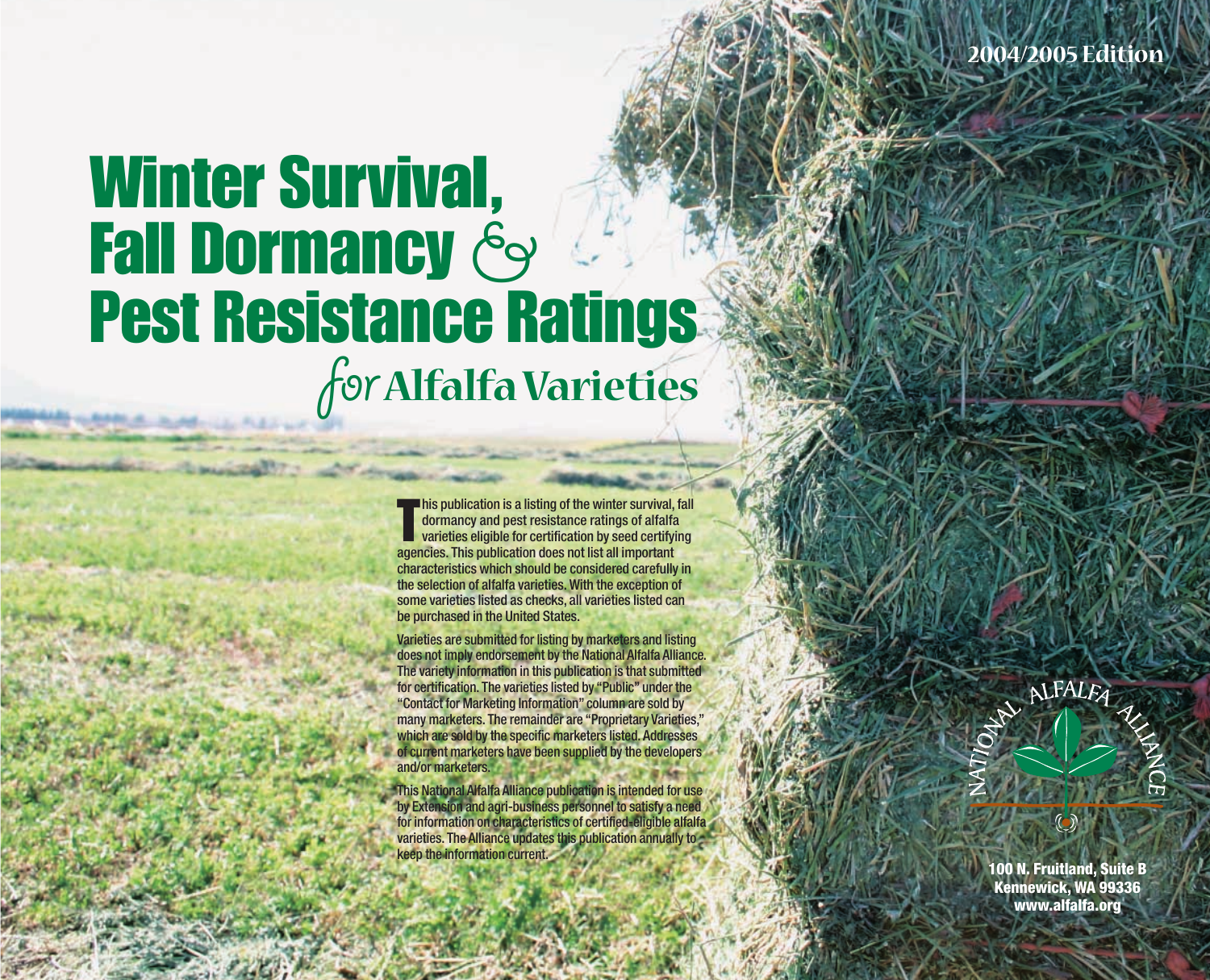2004/2005 Edition

# Winter Survival, Fall Dormancy & Pest Resistance Ratings *for* Alfalfa Varieties

This publication is a listing of the winter survival, fall dormancy and pest resistance ratings of alfalfa varieties eligible for certification by seed certifying agencies. This publication does not list all important characteristics which should be considered carefully in the selection of alfalfa varieties. With the exception of some varieties listed as checks, all varieties listed can be purchased in the United States.

Varieties are submitted for listing by marketers and listing does not imply endorsement by the National Alfalfa Alliance. The variety information in this publication is that submitted for certification. The varieties listed by "Public" under the "Contact for Marketing Information" column are sold by many marketers. The remainder are "Proprietary Varieties," which are sold by the specific marketers listed. Addresses of current marketers have been supplied by the developers and/or marketers.

This National Alfalfa Alliance publication is intended for use by Extension and agri-business personnel to satisfy a need for information on characteristics of certified-eligible alfalfa varieties. The Alliance updates this publication annually to keep the information current.

NATIONAL ALFALFA ALLIANCE

**100 N. Fruitland, Suite B**
**Kennewick, WA 99336**
**www.alfalfa.org**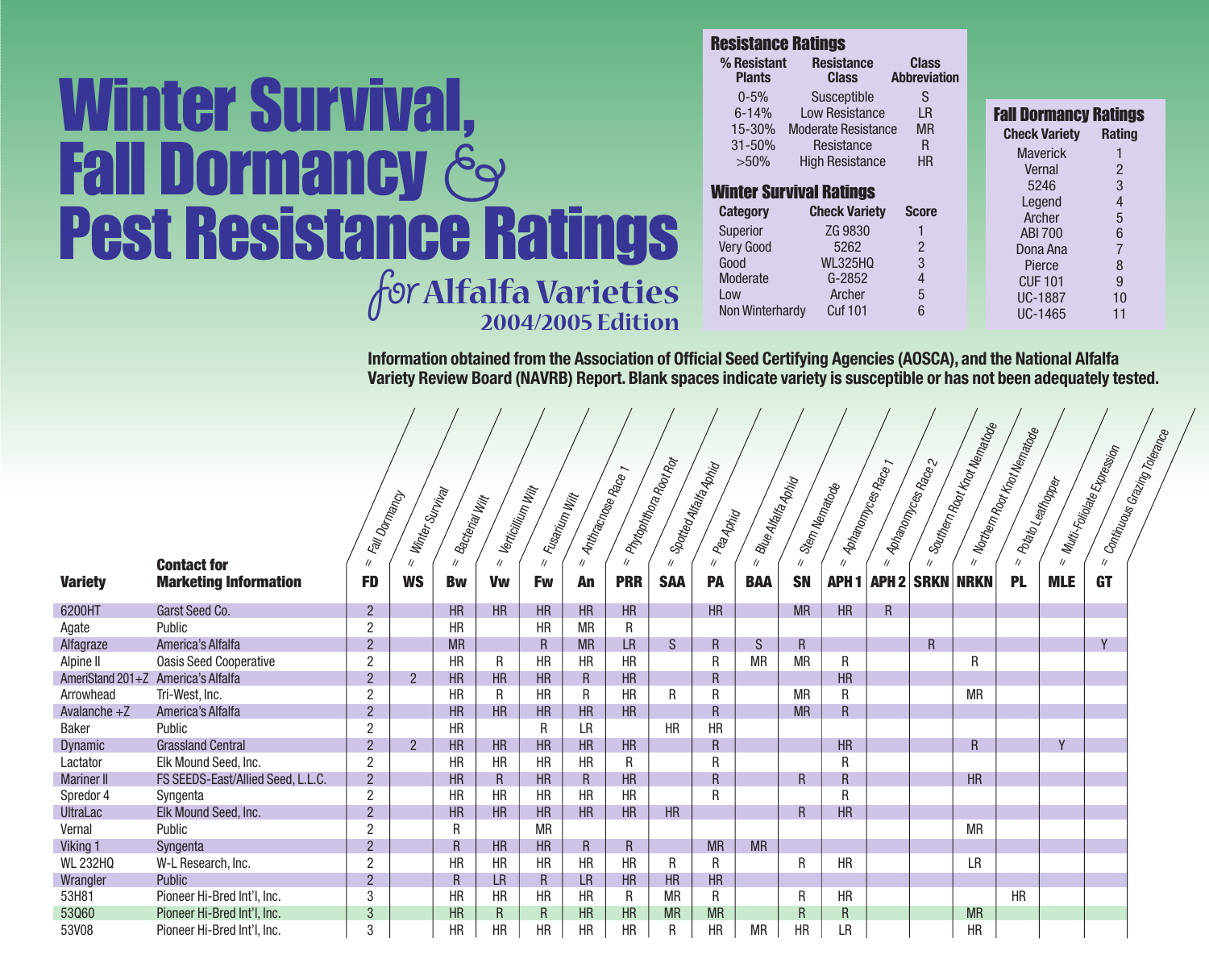# Winter Survival, Fall Dormancy & Pest Resistance Ratings

## for Alfalfa Varieties

### 2004/2005 Edition

**Resistance Ratings**

| % Resistant Plants | Resistance Class | Class Abbreviation |
|---|---|---|
| 0-5% | Susceptible | S |
| 6-14% | Low Resistance | LR |
| 15-30% | Moderate Resistance | MR |
| 31-50% | Resistance | R |
| >50% | High Resistance | HR |

**Winter Survival Ratings**

| Category | Check Variety | Score |
|---|---|---|
| Superior | ZG 9830 | 1 |
| Very Good | 5262 | 2 |
| Good | WL325HQ | 3 |
| Moderate | G-2852 | 4 |
| Low | Archer | 5 |
| Non Winterhardy | Cuf 101 | 6 |

**Fall Dormancy Ratings**

| Check Variety | Rating |
|---|---|
| Maverick | 1 |
| Vernal | 2 |
| 5246 | 3 |
| Legend | 4 |
| Archer | 5 |
| ABI 700 | 6 |
| Dona Ana | 7 |
| Pierce | 8 |
| CUF 101 | 9 |
| UC-1887 | 10 |
| UC-1465 | 11 |

**Information obtained from the Association of Official Seed Certifying Agencies (AOSCA), and the National Alfalfa Variety Review Board (NAVRB) Report. Blank spaces indicate variety is susceptible or has not been adequately tested.**

FD = Fall Dormancy; WS = Winter Survival; Bw = Bacterial Wilt; Vw = Verticillium Wilt; Fw = Fusarium Wilt; An = Anthracnose Race 1; PRR = Phytophthora Root Rot; SAA = Spotted Alfalfa Aphid; PA = Pea Aphid; BAA = Blue Alfalfa Aphid; SN = Stem Nematode; APH 1 = Aphanomyces Race 1; APH 2 = Aphanomyces Race 2; SRKN = Southern Root Knot Nematode; NRKN = Northern Root Knot Nematode; PL = Potato Leafhopper; MLE = Multi-Foliolate Expression; GT = Continuous Grazing Tolerance

| Variety | Contact for Marketing Information | FD | WS | Bw | Vw | Fw | An | PRR | SAA | PA | BAA | SN | APH 1 | APH 2 | SRKN | NRKN | PL | MLE | GT |
|---|---|---|---|---|---|---|---|---|---|---|---|---|---|---|---|---|---|---|---|
| 6200HT | Garst Seed Co. | 2 | | HR | HR | HR | HR | HR | | HR | | MR | HR | R | | | | | |
| Agate | Public | 2 | | HR | | HR | MR | R | | | | | | | | | | | |
| Alfagraze | America's Alfalfa | 2 | | MR | | R | MR | LR | S | R | S | R | | | R | | | | Y |
| Alpine II | Oasis Seed Cooperative | 2 | | HR | R | HR | HR | HR | | R | MR | MR | R | | | R | | | |
| AmeriStand 201+Z | America's Alfalfa | 2 | 2 | HR | HR | HR | R | HR | | R | | | HR | | | | | | |
| Arrowhead | Tri-West, Inc. | 2 | | HR | R | HR | R | HR | R | R | | MR | R | | | MR | | | |
| Avalanche +Z | America's Alfalfa | 2 | | HR | HR | HR | HR | HR | | R | | MR | R | | | | | | |
| Baker | Public | 2 | | HR | | R | LR | | HR | HR | | | | | | | | | |
| Dynamic | Grassland Central | 2 | 2 | HR | HR | HR | HR | HR | | R | | | HR | | | R | | Y | |
| Lactator | Elk Mound Seed, Inc. | 2 | | HR | HR | HR | HR | R | | R | | | R | | | | | | |
| Mariner II | FS SEEDS-East/Allied Seed, L.L.C. | 2 | | HR | R | HR | R | HR | | R | | R | R | | | HR | | | |
| Spredor 4 | Syngenta | 2 | | HR | HR | HR | HR | HR | | R | | | R | | | | | | |
| UltraLac | Elk Mound Seed, Inc. | 2 | | HR | HR | HR | HR | HR | HR | | | R | HR | | | | | | |
| Vernal | Public | 2 | | R | | MR | | | | | | | | | | MR | | | |
| Viking 1 | Syngenta | 2 | | R | HR | HR | R | R | | MR | MR | | | | | | | | |
| WL 232HQ | W-L Research, Inc. | 2 | | HR | HR | HR | HR | HR | R | R | | R | HR | | | LR | | | |
| Wrangler | Public | 2 | | R | LR | R | LR | HR | HR | HR | | | | | | | | | |
| 53H81 | Pioneer Hi-Bred Int'l, Inc. | 3 | | HR | HR | HR | HR | R | MR | R | | R | HR | | | | HR | | |
| 53Q60 | Pioneer Hi-Bred Int'l, Inc. | 3 | | HR | R | R | HR | HR | MR | MR | | R | R | | | MR | | | |
| 53V08 | Pioneer Hi-Bred Int'l, Inc. | 3 | | HR | HR | HR | HR | HR | R | HR | MR | HR | LR | | | HR | | | |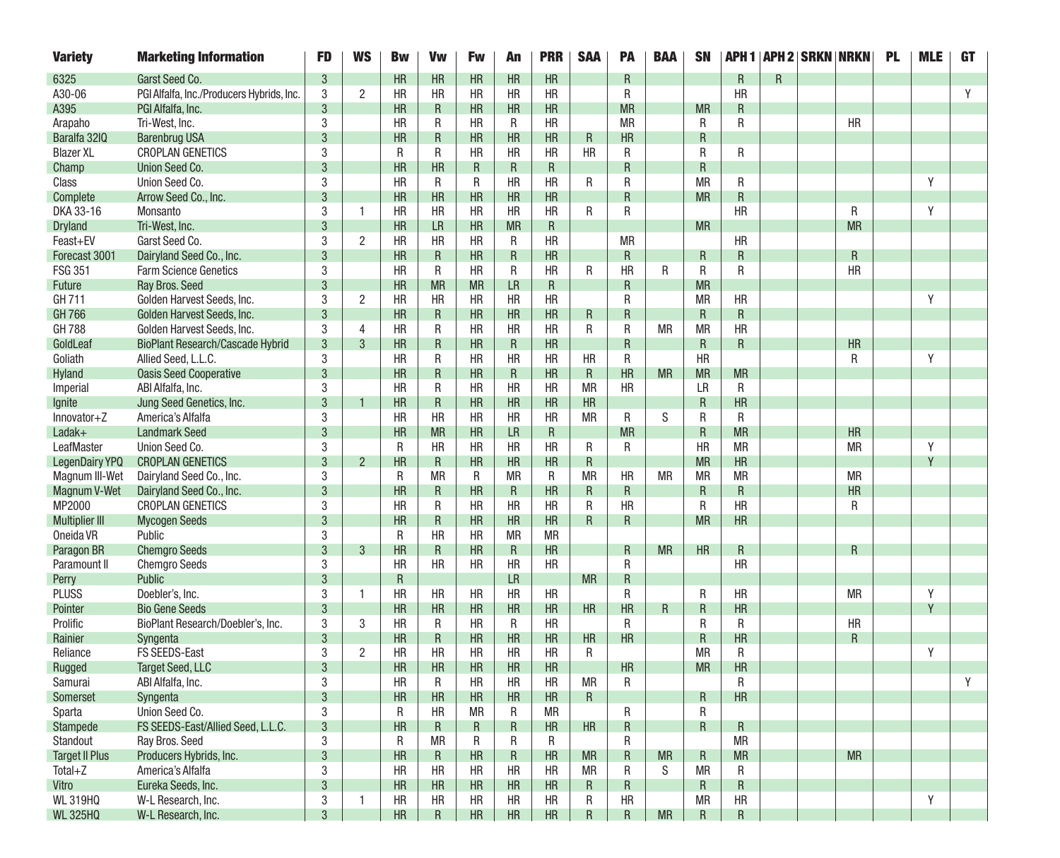| Variety | Marketing Information | FD | WS | Bw | Vw | Fw | An | PRR | SAA | PA | BAA | SN | APH 1 | APH 2 | SRKN | NRKN | PL | MLE | GT |
|---|---|---|---|---|---|---|---|---|---|---|---|---|---|---|---|---|---|---|---|
| 6325 | Garst Seed Co. | 3 | | HR | HR | HR | HR | HR | | R | | | R | R | | | | | |
| A30-06 | PGI Alfalfa, Inc./Producers Hybrids, Inc. | 3 | 2 | HR | HR | HR | HR | HR | | R | | | HR | | | | | | Y |
| A395 | PGI Alfalfa, Inc. | 3 | | HR | R | HR | HR | HR | | MR | | MR | R | | | | | | |
| Arapaho | Tri-West, Inc. | 3 | | HR | R | HR | R | HR | | MR | | R | R | | | HR | | | |
| Baralfa 32IQ | Barenbrug USA | 3 | | HR | R | HR | HR | HR | R | HR | | R | | | | | | | |
| Blazer XL | CROPLAN GENETICS | 3 | | R | R | HR | HR | HR | HR | R | | R | R | | | | | | |
| Champ | Union Seed Co. | 3 | | HR | HR | R | R | R | | R | | R | | | | | | | |
| Class | Union Seed Co. | 3 | | HR | R | R | HR | HR | R | R | | MR | R | | | | | Y | |
| Complete | Arrow Seed Co., Inc. | 3 | | HR | HR | HR | HR | HR | | R | | MR | R | | | | | | |
| DKA 33-16 | Monsanto | 3 | 1 | HR | HR | HR | HR | HR | R | R | | | HR | | | R | | Y | |
| Dryland | Tri-West, Inc. | 3 | | HR | LR | HR | MR | R | | | | MR | | | | MR | | | |
| Feast+EV | Garst Seed Co. | 3 | 2 | HR | HR | HR | R | HR | | MR | | | HR | | | | | | |
| Forecast 3001 | Dairyland Seed Co., Inc. | 3 | | HR | R | HR | R | HR | | R | | R | R | | | R | | | |
| FSG 351 | Farm Science Genetics | 3 | | HR | R | HR | R | HR | R | HR | R | R | R | | | HR | | | |
| Future | Ray Bros. Seed | 3 | | HR | MR | MR | LR | R | | R | | MR | | | | | | | |
| GH 711 | Golden Harvest Seeds, Inc. | 3 | 2 | HR | HR | HR | HR | HR | | R | | MR | HR | | | | | Y | |
| GH 766 | Golden Harvest Seeds, Inc. | 3 | | HR | R | HR | HR | HR | R | R | | R | R | | | | | | |
| GH 788 | Golden Harvest Seeds, Inc. | 3 | 4 | HR | R | HR | HR | HR | R | R | MR | MR | HR | | | | | | |
| GoldLeaf | BioPlant Research/Cascade Hybrid | 3 | 3 | HR | R | HR | R | HR | | R | | R | R | | | HR | | | |
| Goliath | Allied Seed, L.L.C. | 3 | | HR | R | HR | HR | HR | HR | R | | HR | | | | R | | Y | |
| Hyland | Oasis Seed Cooperative | 3 | | HR | R | HR | R | HR | R | HR | MR | MR | MR | | | | | | |
| Imperial | ABI Alfalfa, Inc. | 3 | | HR | R | HR | HR | HR | MR | HR | | LR | R | | | | | | |
| Ignite | Jung Seed Genetics, Inc. | 3 | 1 | HR | R | HR | HR | HR | HR | | | R | HR | | | | | | |
| Innovator+Z | America's Alfalfa | 3 | | HR | HR | HR | HR | HR | MR | R | S | R | R | | | | | | |
| Ladak+ | Landmark Seed | 3 | | HR | MR | HR | LR | R | | MR | | R | MR | | | HR | | | |
| LeafMaster | Union Seed Co. | 3 | | R | HR | HR | HR | HR | R | R | | HR | MR | | | MR | | Y | |
| LegenDairy YPQ | CROPLAN GENETICS | 3 | 2 | HR | R | HR | HR | HR | R | | | MR | HR | | | | | Y | |
| Magnum III-Wet | Dairyland Seed Co., Inc. | 3 | | R | MR | R | MR | R | MR | HR | MR | MR | MR | | | MR | | | |
| Magnum V-Wet | Dairyland Seed Co., Inc. | 3 | | HR | R | HR | R | HR | R | R | | R | R | | | HR | | | |
| MP2000 | CROPLAN GENETICS | 3 | | HR | R | HR | HR | HR | R | HR | | R | HR | | | R | | | |
| Multiplier III | Mycogen Seeds | 3 | | HR | R | HR | HR | HR | R | R | | MR | HR | | | | | | |
| Oneida VR | Public | 3 | | R | HR | HR | MR | MR | | | | | | | | | | | |
| Paragon BR | Chemgro Seeds | 3 | 3 | HR | R | HR | R | HR | | R | MR | HR | R | | | R | | | |
| Paramount II | Chemgro Seeds | 3 | | HR | HR | HR | HR | HR | | R | | | HR | | | | | | |
| Perry | Public | 3 | | R | | | LR | | MR | R | | | | | | | | | |
| PLUSS | Doebler's, Inc. | 3 | 1 | HR | HR | HR | HR | HR | | R | | R | HR | | | MR | | Y | |
| Pointer | Bio Gene Seeds | 3 | | HR | HR | HR | HR | HR | HR | HR | R | R | HR | | | | | Y | |
| Prolific | BioPlant Research/Doebler's, Inc. | 3 | 3 | HR | R | HR | R | HR | | R | | R | R | | | HR | | | |
| Rainier | Syngenta | 3 | | HR | R | HR | HR | HR | HR | HR | | R | HR | | | R | | | |
| Reliance | FS SEEDS-East | 3 | 2 | HR | HR | HR | HR | HR | R | | | MR | R | | | | | Y | |
| Rugged | Target Seed, LLC | 3 | | HR | HR | HR | HR | HR | | HR | | MR | HR | | | | | | |
| Samurai | ABI Alfalfa, Inc. | 3 | | HR | R | HR | HR | HR | MR | R | | | R | | | | | | Y |
| Somerset | Syngenta | 3 | | HR | HR | HR | HR | HR | R | | | R | HR | | | | | | |
| Sparta | Union Seed Co. | 3 | | R | HR | MR | R | MR | | R | | R | | | | | | | |
| Stampede | FS SEEDS-East/Allied Seed, L.L.C. | 3 | | HR | R | R | R | HR | HR | R | | R | R | | | | | | |
| Standout | Ray Bros. Seed | 3 | | R | MR | R | R | R | | R | | | MR | | | | | | |
| Target II Plus | Producers Hybrids, Inc. | 3 | | HR | R | HR | R | HR | MR | R | MR | R | MR | | | MR | | | |
| Total+Z | America's Alfalfa | 3 | | HR | HR | HR | HR | HR | MR | R | S | MR | R | | | | | | |
| Vitro | Eureka Seeds, Inc. | 3 | | HR | HR | HR | HR | HR | R | R | | R | R | | | | | | |
| WL 319HQ | W-L Research, Inc. | 3 | 1 | HR | HR | HR | HR | HR | R | HR | | MR | HR | | | | | Y | |
| WL 325HQ | W-L Research, Inc. | 3 | | HR | R | HR | HR | HR | R | R | MR | R | R | | | | | | |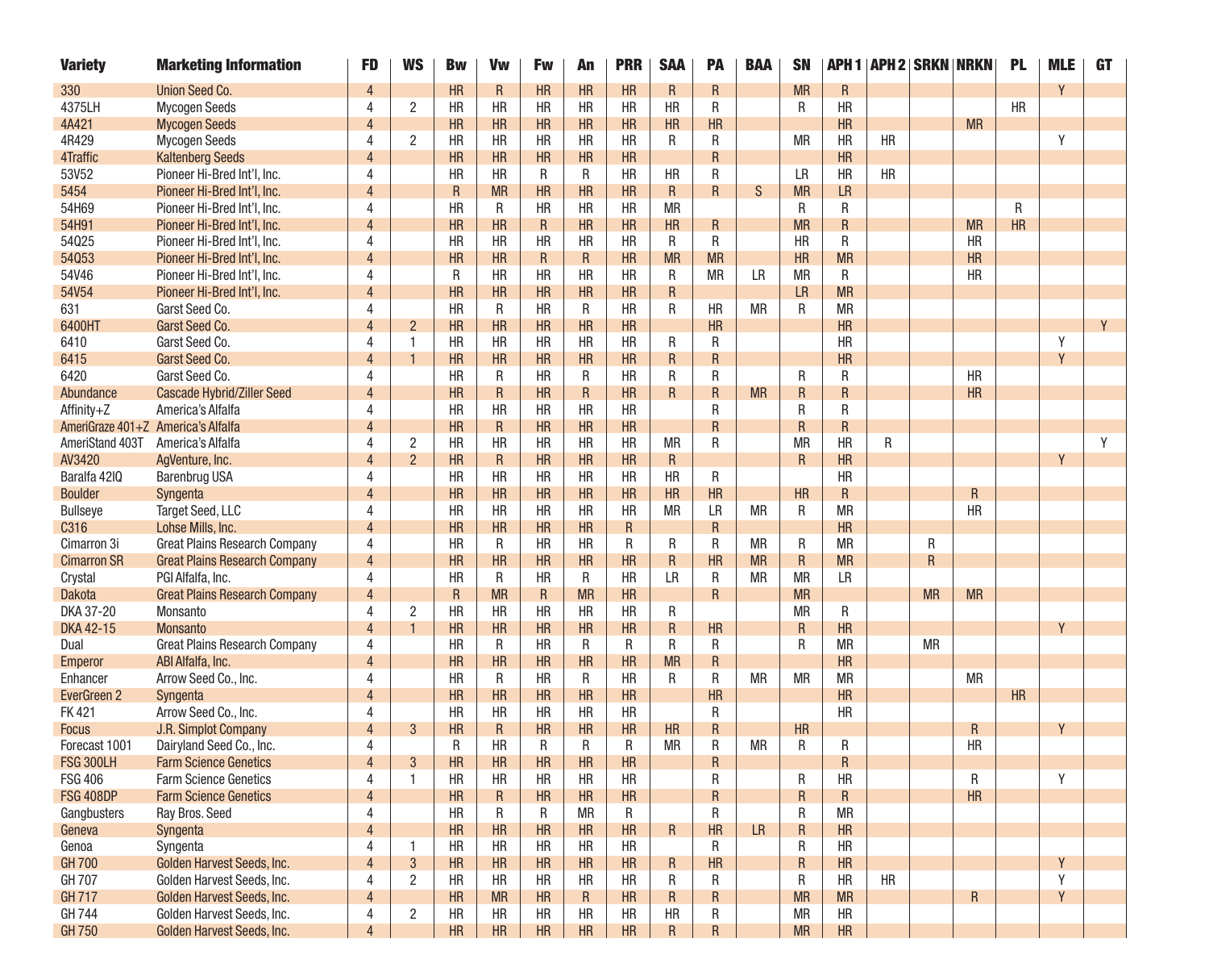| Variety | Marketing Information | FD | WS | Bw | Vw | Fw | An | PRR | SAA | PA | BAA | SN | APH 1 | APH 2 | SRKN | NRKN | PL | MLE | GT |
|---|---|---|---|---|---|---|---|---|---|---|---|---|---|---|---|---|---|---|---|
| 330 | Union Seed Co. | 4 | | HR | R | HR | HR | HR | R | R | | MR | R | | | | | Y | |
| 4375LH | Mycogen Seeds | 4 | 2 | HR | HR | HR | HR | HR | HR | R | | R | HR | | | | HR | | |
| 4A421 | Mycogen Seeds | 4 | | HR | HR | HR | HR | HR | HR | HR | | | HR | | | MR | | | |
| 4R429 | Mycogen Seeds | 4 | 2 | HR | HR | HR | HR | HR | R | R | | MR | HR | HR | | | | Y | |
| 4Traffic | Kaltenberg Seeds | 4 | | HR | HR | HR | HR | HR | | R | | | HR | | | | | | |
| 53V52 | Pioneer Hi-Bred Int'l, Inc. | 4 | | HR | HR | R | R | HR | HR | R | | LR | HR | HR | | | | | |
| 5454 | Pioneer Hi-Bred Int'l, Inc. | 4 | | R | MR | HR | HR | HR | R | R | S | MR | LR | | | | | | |
| 54H69 | Pioneer Hi-Bred Int'l, Inc. | 4 | | HR | R | HR | HR | HR | MR | | | R | R | | | | R | | |
| 54H91 | Pioneer Hi-Bred Int'l, Inc. | 4 | | HR | HR | R | HR | HR | HR | R | | MR | R | | | MR | HR | | |
| 54Q25 | Pioneer Hi-Bred Int'l, Inc. | 4 | | HR | HR | HR | HR | HR | R | R | | HR | R | | | HR | | | |
| 54Q53 | Pioneer Hi-Bred Int'l, Inc. | 4 | | HR | HR | R | R | HR | MR | MR | | HR | MR | | | HR | | | |
| 54V46 | Pioneer Hi-Bred Int'l, Inc. | 4 | | R | HR | HR | HR | HR | R | MR | LR | MR | R | | | HR | | | |
| 54V54 | Pioneer Hi-Bred Int'l, Inc. | 4 | | HR | HR | HR | HR | HR | R | | | LR | MR | | | | | | |
| 631 | Garst Seed Co. | 4 | | HR | R | HR | R | HR | R | HR | MR | R | MR | | | | | | |
| 6400HT | Garst Seed Co. | 4 | 2 | HR | HR | HR | HR | HR | | HR | | | HR | | | | | | Y |
| 6410 | Garst Seed Co. | 4 | 1 | HR | HR | HR | HR | HR | R | R | | | HR | | | | | Y | |
| 6415 | Garst Seed Co. | 4 | 1 | HR | HR | HR | HR | HR | R | R | | | HR | | | | | Y | |
| 6420 | Garst Seed Co. | 4 | | HR | R | HR | R | HR | R | R | | R | R | | | HR | | | |
| Abundance | Cascade Hybrid/Ziller Seed | 4 | | HR | R | HR | R | HR | R | R | MR | R | R | | | HR | | | |
| Affinity+Z | America's Alfalfa | 4 | | HR | HR | HR | HR | HR | | R | | R | R | | | | | | |
| AmeriGraze 401+Z | America's Alfalfa | 4 | | HR | R | HR | HR | HR | | R | | R | R | | | | | | |
| AmeriStand 403T | America's Alfalfa | 4 | 2 | HR | HR | HR | HR | HR | MR | R | | MR | HR | R | | | | | Y |
| AV3420 | AgVenture, Inc. | 4 | 2 | HR | R | HR | HR | HR | R | | | R | HR | | | | | Y | |
| Baralfa 42IQ | Barenbrug USA | 4 | | HR | HR | HR | HR | HR | HR | R | | | HR | | | | | | |
| Boulder | Syngenta | 4 | | HR | HR | HR | HR | HR | HR | HR | | HR | R | | | R | | | |
| Bullseye | Target Seed, LLC | 4 | | HR | HR | HR | HR | HR | MR | LR | MR | R | MR | | | HR | | | |
| C316 | Lohse Mills, Inc. | 4 | | HR | HR | HR | HR | R | | R | | | HR | | | | | | |
| Cimarron 3i | Great Plains Research Company | 4 | | HR | R | HR | HR | R | R | R | MR | R | MR | | R | | | | |
| Cimarron SR | Great Plains Research Company | 4 | | HR | HR | HR | HR | HR | R | HR | MR | R | MR | | R | | | | |
| Crystal | PGI Alfalfa, Inc. | 4 | | HR | R | HR | R | HR | LR | R | MR | MR | LR | | | | | | |
| Dakota | Great Plains Research Company | 4 | | R | MR | R | MR | HR | | R | | MR | | | MR | MR | | | |
| DKA 37-20 | Monsanto | 4 | 2 | HR | HR | HR | HR | HR | R | | | MR | R | | | | | | |
| DKA 42-15 | Monsanto | 4 | 1 | HR | HR | HR | HR | HR | R | HR | | R | HR | | | | | Y | |
| Dual | Great Plains Research Company | 4 | | HR | R | HR | R | R | R | R | | R | MR | | MR | | | | |
| Emperor | ABI Alfalfa, Inc. | 4 | | HR | HR | HR | HR | HR | MR | R | | | HR | | | | | | |
| Enhancer | Arrow Seed Co., Inc. | 4 | | HR | R | HR | R | HR | R | R | MR | MR | MR | | | MR | | | |
| EverGreen 2 | Syngenta | 4 | | HR | HR | HR | HR | HR | | HR | | | HR | | | | HR | | |
| FK 421 | Arrow Seed Co., Inc. | 4 | | HR | HR | HR | HR | HR | | R | | | HR | | | | | | |
| Focus | J.R. Simplot Company | 4 | 3 | HR | R | HR | HR | HR | HR | R | | HR | | | | R | | Y | |
| Forecast 1001 | Dairyland Seed Co., Inc. | 4 | | R | HR | R | R | R | MR | R | MR | R | R | | | HR | | | |
| FSG 300LH | Farm Science Genetics | 4 | 3 | HR | HR | HR | HR | HR | | R | | | R | | | | | | |
| FSG 406 | Farm Science Genetics | 4 | 1 | HR | HR | HR | HR | HR | | R | | R | HR | | | R | | Y | |
| FSG 408DP | Farm Science Genetics | 4 | | HR | R | HR | HR | HR | | R | | R | R | | | HR | | | |
| Gangbusters | Ray Bros. Seed | 4 | | HR | R | R | MR | R | | R | | R | MR | | | | | | |
| Geneva | Syngenta | 4 | | HR | HR | HR | HR | HR | R | HR | LR | R | HR | | | | | | |
| Genoa | Syngenta | 4 | 1 | HR | HR | HR | HR | HR | | R | | R | HR | | | | | | |
| GH 700 | Golden Harvest Seeds, Inc. | 4 | 3 | HR | HR | HR | HR | HR | R | HR | | R | HR | | | | | Y | |
| GH 707 | Golden Harvest Seeds, Inc. | 4 | 2 | HR | HR | HR | HR | HR | R | R | | R | HR | HR | | | | Y | |
| GH 717 | Golden Harvest Seeds, Inc. | 4 | | HR | MR | HR | R | HR | R | R | | MR | MR | | | R | | Y | |
| GH 744 | Golden Harvest Seeds, Inc. | 4 | 2 | HR | HR | HR | HR | HR | HR | R | | MR | HR | | | | | | |
| GH 750 | Golden Harvest Seeds, Inc. | 4 | | HR | HR | HR | HR | HR | R | R | | MR | HR | | | | | | |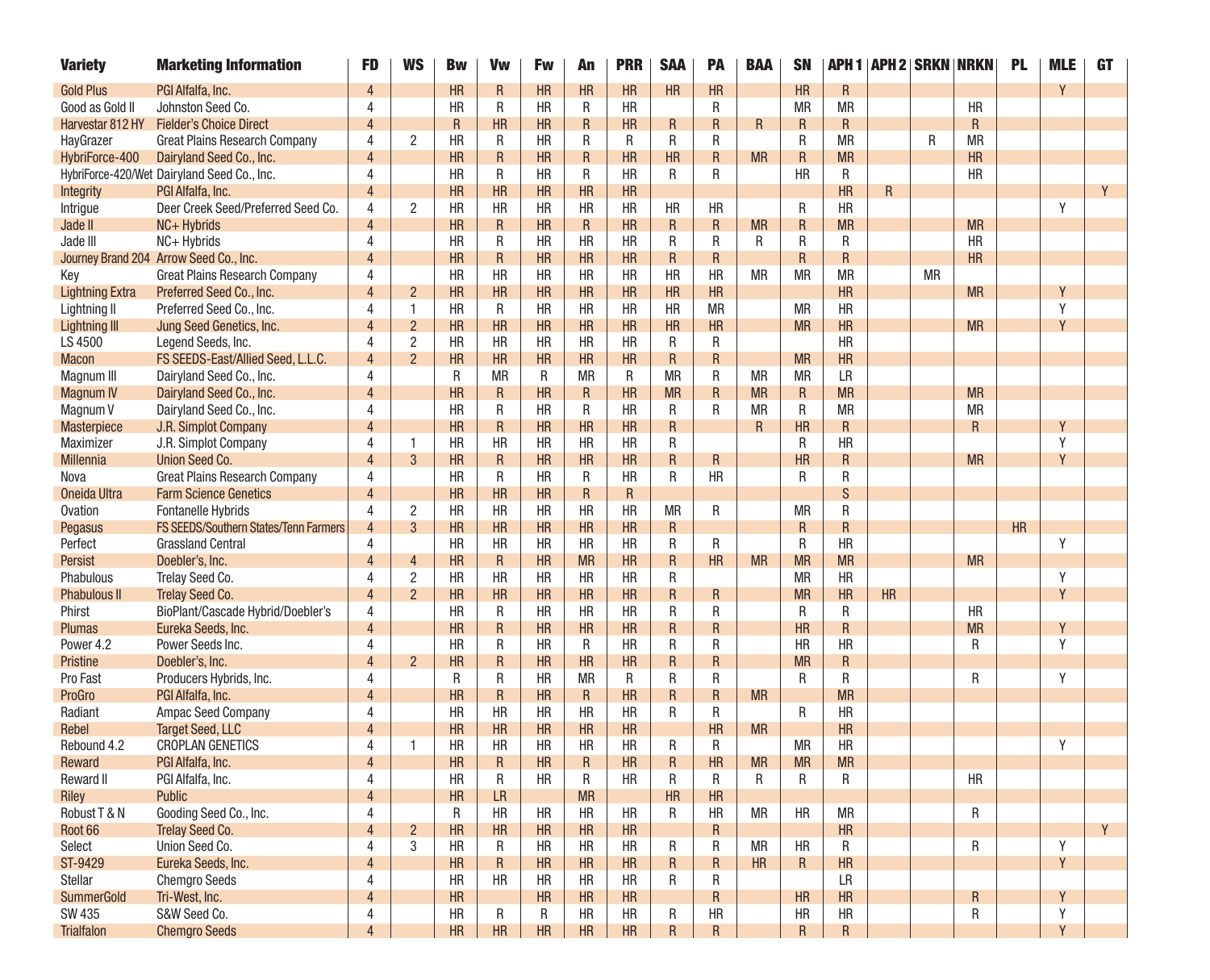| Variety | Marketing Information | FD | WS | Bw | Vw | Fw | An | PRR | SAA | PA | BAA | SN | APH 1 | APH 2 | SRKN | NRKN | PL | MLE | GT |
|---|---|---|---|---|---|---|---|---|---|---|---|---|---|---|---|---|---|---|---|
| Gold Plus | PGI Alfalfa, Inc. | 4 | | HR | R | HR | HR | HR | HR | HR | | HR | R | | | | | Y | |
| Good as Gold II | Johnston Seed Co. | 4 | | HR | R | HR | R | HR | | R | | MR | MR | | | HR | | | |
| Harvestar 812 HY | Fielder's Choice Direct | 4 | | R | HR | HR | R | HR | R | R | R | R | R | | | R | | | |
| HayGrazer | Great Plains Research Company | 4 | 2 | HR | R | HR | R | R | R | R | | R | MR | | R | MR | | | |
| HybriForce-400 | Dairyland Seed Co., Inc. | 4 | | HR | R | HR | R | HR | HR | R | MR | R | MR | | | HR | | | |
| HybriForce-420/Wet | Dairyland Seed Co., Inc. | 4 | | HR | R | HR | R | HR | R | R | | HR | R | | | HR | | | |
| Integrity | PGI Alfalfa, Inc. | 4 | | HR | HR | HR | HR | HR | | | | | HR | R | | | | | Y |
| Intrigue | Deer Creek Seed/Preferred Seed Co. | 4 | 2 | HR | HR | HR | HR | HR | HR | HR | | R | HR | | | | | Y | |
| Jade II | NC+ Hybrids | 4 | | HR | R | HR | R | HR | R | R | MR | R | MR | | | MR | | | |
| Jade III | NC+ Hybrids | 4 | | HR | R | HR | HR | HR | R | R | R | R | R | | | HR | | | |
| Journey Brand 204 | Arrow Seed Co., Inc. | 4 | | HR | R | HR | HR | HR | R | R | | R | R | | | HR | | | |
| Key | Great Plains Research Company | 4 | | HR | HR | HR | HR | HR | HR | HR | MR | MR | MR | | MR | | | | |
| Lightning Extra | Preferred Seed Co., Inc. | 4 | 2 | HR | HR | HR | HR | HR | HR | HR | | | HR | | | MR | | Y | |
| Lightning II | Preferred Seed Co., Inc. | 4 | 1 | HR | R | HR | HR | HR | HR | MR | | MR | HR | | | | | Y | |
| Lightning III | Jung Seed Genetics, Inc. | 4 | 2 | HR | HR | HR | HR | HR | HR | HR | | MR | HR | | | MR | | Y | |
| LS 4500 | Legend Seeds, Inc. | 4 | 2 | HR | HR | HR | HR | HR | R | R | | | HR | | | | | | |
| Macon | FS SEEDS-East/Allied Seed, L.L.C. | 4 | 2 | HR | HR | HR | HR | HR | R | R | | MR | HR | | | | | | |
| Magnum III | Dairyland Seed Co., Inc. | 4 | | R | MR | R | MR | R | MR | R | MR | MR | LR | | | | | | |
| Magnum IV | Dairyland Seed Co., Inc. | 4 | | HR | R | HR | R | HR | MR | R | MR | R | MR | | | MR | | | |
| Magnum V | Dairyland Seed Co., Inc. | 4 | | HR | R | HR | R | HR | R | R | MR | R | MR | | | MR | | | |
| Masterpiece | J.R. Simplot Company | 4 | | HR | R | HR | HR | HR | R | | R | HR | R | | | R | | Y | |
| Maximizer | J.R. Simplot Company | 4 | 1 | HR | HR | HR | HR | HR | R | | | R | HR | | | | | Y | |
| Millennia | Union Seed Co. | 4 | 3 | HR | R | HR | HR | HR | R | R | | HR | R | | | MR | | Y | |
| Nova | Great Plains Research Company | 4 | | HR | R | HR | R | HR | R | HR | | R | R | | | | | | |
| Oneida Ultra | Farm Science Genetics | 4 | | HR | HR | HR | R | R | | | | | S | | | | | | |
| Ovation | Fontanelle Hybrids | 4 | 2 | HR | HR | HR | HR | HR | MR | R | | MR | R | | | | | | |
| Pegasus | FS SEEDS/Southern States/Tenn Farmers | 4 | 3 | HR | HR | HR | HR | HR | R | | | R | R | | | | HR | | |
| Perfect | Grassland Central | 4 | | HR | HR | HR | HR | HR | R | R | | R | HR | | | | | Y | |
| Persist | Doebler's, Inc. | 4 | 4 | HR | R | HR | MR | HR | R | HR | MR | MR | MR | | | MR | | | |
| Phabulous | Trelay Seed Co. | 4 | 2 | HR | HR | HR | HR | HR | R | | | MR | HR | | | | | Y | |
| Phabulous II | Trelay Seed Co. | 4 | 2 | HR | HR | HR | HR | HR | R | R | | MR | HR | HR | | | | Y | |
| Phirst | BioPlant/Cascade Hybrid/Doebler's | 4 | | HR | R | HR | HR | HR | R | R | | R | R | | | HR | | | |
| Plumas | Eureka Seeds, Inc. | 4 | | HR | R | HR | HR | HR | R | R | | HR | R | | | MR | | Y | |
| Power 4.2 | Power Seeds Inc. | 4 | | HR | R | HR | R | HR | R | R | | HR | HR | | | R | | Y | |
| Pristine | Doebler's, Inc. | 4 | 2 | HR | R | HR | HR | HR | R | R | | MR | R | | | | | | |
| Pro Fast | Producers Hybrids, Inc. | 4 | | R | R | HR | MR | R | R | R | | R | R | | | R | | Y | |
| ProGro | PGI Alfalfa, Inc. | 4 | | HR | R | HR | R | HR | R | R | MR | | MR | | | | | | |
| Radiant | Ampac Seed Company | 4 | | HR | HR | HR | HR | HR | R | R | | R | HR | | | | | | |
| Rebel | Target Seed, LLC | 4 | | HR | HR | HR | HR | HR | | HR | MR | | HR | | | | | | |
| Rebound 4.2 | CROPLAN GENETICS | 4 | 1 | HR | HR | HR | HR | HR | R | R | | MR | HR | | | | | Y | |
| Reward | PGI Alfalfa, Inc. | 4 | | HR | R | HR | R | HR | R | HR | MR | MR | MR | | | | | | |
| Reward II | PGI Alfalfa, Inc. | 4 | | HR | R | HR | R | HR | R | R | R | R | R | | | HR | | | |
| Riley | Public | 4 | | HR | LR | | MR | | HR | HR | | | | | | | | | |
| Robust T & N | Gooding Seed Co., Inc. | 4 | | R | HR | HR | HR | HR | R | HR | MR | HR | MR | | | R | | | |
| Root 66 | Trelay Seed Co. | 4 | 2 | HR | HR | HR | HR | HR | | R | | | HR | | | | | | Y |
| Select | Union Seed Co. | 4 | 3 | HR | R | HR | HR | HR | R | R | MR | HR | R | | | R | | Y | |
| ST-9429 | Eureka Seeds, Inc. | 4 | | HR | R | HR | HR | HR | R | R | HR | R | HR | | | | | Y | |
| Stellar | Chemgro Seeds | 4 | | HR | HR | HR | HR | HR | R | R | | | LR | | | | | | |
| SummerGold | Tri-West, Inc. | 4 | | HR | | HR | HR | HR | | R | | HR | HR | | | R | | Y | |
| SW 435 | S&W Seed Co. | 4 | | HR | R | R | HR | HR | R | HR | | HR | HR | | | R | | Y | |
| Trialfalon | Chemgro Seeds | 4 | | HR | HR | HR | HR | HR | R | R | | R | R | | | | | Y | |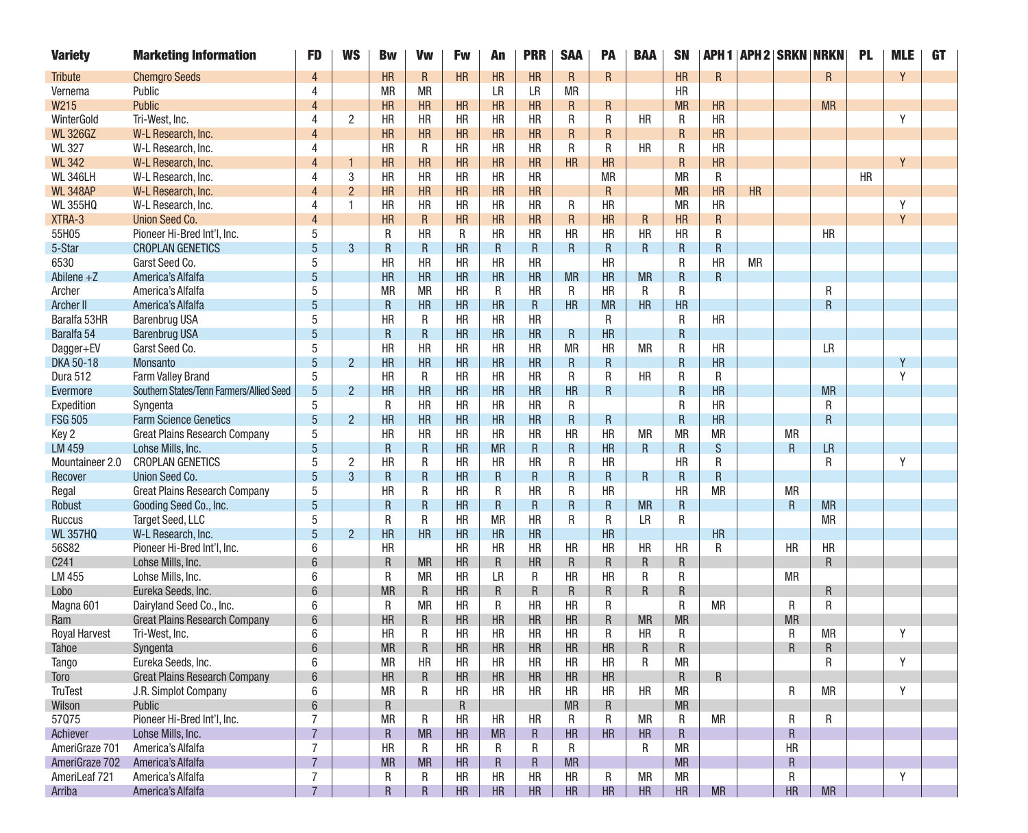| Variety | Marketing Information | FD | WS | Bw | Vw | Fw | An | PRR | SAA | PA | BAA | SN | APH 1 | APH 2 | SRKN | NRKN | PL | MLE | GT |
|---|---|---|---|---|---|---|---|---|---|---|---|---|---|---|---|---|---|---|---|
| Tribute | Chemgro Seeds | 4 | | HR | R | HR | HR | HR | R | R | | HR | R | | | R | | Y | |
| Vernema | Public | 4 | | MR | MR | | LR | LR | MR | | | HR | | | | | | | |
| W215 | Public | 4 | | HR | HR | HR | HR | HR | R | R | | MR | HR | | | MR | | | |
| WinterGold | Tri-West, Inc. | 4 | 2 | HR | HR | HR | HR | HR | R | R | HR | R | HR | | | | | Y | |
| WL 326GZ | W-L Research, Inc. | 4 | | HR | HR | HR | HR | HR | R | R | | R | HR | | | | | | |
| WL 327 | W-L Research, Inc. | 4 | | HR | R | HR | HR | HR | R | R | HR | R | HR | | | | | | |
| WL 342 | W-L Research, Inc. | 4 | 1 | HR | HR | HR | HR | HR | HR | HR | | R | HR | | | | | Y | |
| WL 346LH | W-L Research, Inc. | 4 | 3 | HR | HR | HR | HR | HR | | MR | | MR | R | | | | HR | | |
| WL 348AP | W-L Research, Inc. | 4 | 2 | HR | HR | HR | HR | HR | | R | | MR | HR | HR | | | | | |
| WL 355HQ | W-L Research, Inc. | 4 | 1 | HR | HR | HR | HR | HR | R | HR | | MR | HR | | | | | Y | |
| XTRA-3 | Union Seed Co. | 4 | | HR | R | HR | HR | HR | R | HR | R | HR | R | | | | | Y | |
| 55H05 | Pioneer Hi-Bred Int'l, Inc. | 5 | | R | HR | R | HR | HR | HR | HR | HR | HR | R | | | HR | | | |
| 5-Star | CROPLAN GENETICS | 5 | 3 | R | R | HR | R | R | R | R | R | R | R | | | | | | |
| 6530 | Garst Seed Co. | 5 | | HR | HR | HR | HR | HR | | HR | | R | HR | MR | | | | | |
| Abilene +Z | America's Alfalfa | 5 | | HR | HR | HR | HR | HR | MR | HR | MR | R | R | | | | | | |
| Archer | America's Alfalfa | 5 | | MR | MR | HR | R | HR | R | HR | R | R | | | | R | | | |
| Archer II | America's Alfalfa | 5 | | R | HR | HR | HR | R | HR | MR | HR | HR | | | | R | | | |
| Baralfa 53HR | Barenbrug USA | 5 | | HR | R | HR | HR | HR | | R | | R | HR | | | | | | |
| Baralfa 54 | Barenbrug USA | 5 | | R | R | HR | HR | HR | R | HR | | R | | | | | | | |
| Dagger+EV | Garst Seed Co. | 5 | | HR | HR | HR | HR | HR | MR | HR | MR | R | HR | | | LR | | | |
| DKA 50-18 | Monsanto | 5 | 2 | HR | HR | HR | HR | HR | R | R | | R | HR | | | | | Y | |
| Dura 512 | Farm Valley Brand | 5 | | HR | R | HR | HR | HR | R | R | HR | R | R | | | | | Y | |
| Evermore | Southern States/Tenn Farmers/Allied Seed | 5 | 2 | HR | HR | HR | HR | HR | HR | R | | R | HR | | | MR | | | |
| Expedition | Syngenta | 5 | | R | HR | HR | HR | HR | R | | | R | HR | | | R | | | |
| FSG 505 | Farm Science Genetics | 5 | 2 | HR | HR | HR | HR | HR | R | R | | R | HR | | | R | | | |
| Key 2 | Great Plains Research Company | 5 | | HR | HR | HR | HR | HR | HR | HR | MR | MR | MR | | MR | | | | |
| LM 459 | Lohse Mills, Inc. | 5 | | R | R | HR | MR | R | R | HR | R | R | S | | R | LR | | | |
| Mountaineer 2.0 | CROPLAN GENETICS | 5 | 2 | HR | R | HR | HR | HR | R | HR | | HR | R | | | R | | Y | |
| Recover | Union Seed Co. | 5 | 3 | R | R | HR | R | R | R | R | R | R | R | | | | | | |
| Regal | Great Plains Research Company | 5 | | HR | R | HR | R | HR | R | HR | | HR | MR | | MR | | | | |
| Robust | Gooding Seed Co., Inc. | 5 | | R | R | HR | R | R | R | R | MR | R | | | R | MR | | | |
| Ruccus | Target Seed, LLC | 5 | | R | R | HR | MR | HR | R | R | LR | R | | | | MR | | | |
| WL 357HQ | W-L Research, Inc. | 5 | 2 | HR | HR | HR | HR | HR | | HR | | | HR | | | | | | |
| 56S82 | Pioneer Hi-Bred Int'l, Inc. | 6 | | HR | | HR | HR | HR | HR | HR | HR | HR | R | | HR | HR | | | |
| C241 | Lohse Mills, Inc. | 6 | | R | MR | HR | R | HR | R | R | R | R | | | | R | | | |
| LM 455 | Lohse Mills, Inc. | 6 | | R | MR | HR | LR | R | HR | HR | R | R | | | MR | | | | |
| Lobo | Eureka Seeds, Inc. | 6 | | MR | R | HR | R | R | R | R | R | R | | | | R | | | |
| Magna 601 | Dairyland Seed Co., Inc. | 6 | | R | MR | HR | R | HR | HR | R | | R | MR | | R | R | | | |
| Ram | Great Plains Research Company | 6 | | HR | R | HR | HR | HR | HR | R | MR | MR | | | MR | | | | |
| Royal Harvest | Tri-West, Inc. | 6 | | HR | R | HR | HR | HR | HR | R | HR | R | | | R | MR | | Y | |
| Tahoe | Syngenta | 6 | | MR | R | HR | HR | HR | HR | HR | R | R | | | R | R | | | |
| Tango | Eureka Seeds, Inc. | 6 | | MR | HR | HR | HR | HR | HR | HR | R | MR | | | | R | | Y | |
| Toro | Great Plains Research Company | 6 | | HR | R | HR | HR | HR | HR | HR | | R | R | | | | | | |
| TruTest | J.R. Simplot Company | 6 | | MR | R | HR | HR | HR | HR | HR | HR | MR | | | R | MR | | Y | |
| Wilson | Public | 6 | | R | | R | | | MR | R | | MR | | | | | | | |
| 57Q75 | Pioneer Hi-Bred Int'l, Inc. | 7 | | MR | R | HR | HR | HR | R | R | MR | R | MR | | R | R | | | |
| Achiever | Lohse Mills, Inc. | 7 | | R | MR | HR | MR | R | HR | HR | HR | R | | | R | | | | |
| AmeriGraze 701 | America's Alfalfa | 7 | | HR | R | HR | R | R | R | | R | MR | | | HR | | | | |
| AmeriGraze 702 | America's Alfalfa | 7 | | MR | MR | HR | R | R | MR | | | MR | | | R | | | | |
| AmeriLeaf 721 | America's Alfalfa | 7 | | R | R | HR | HR | HR | HR | R | MR | MR | | | R | | | Y | |
| Arriba | America's Alfalfa | 7 | | R | R | HR | HR | HR | HR | HR | HR | HR | MR | | HR | MR | | | |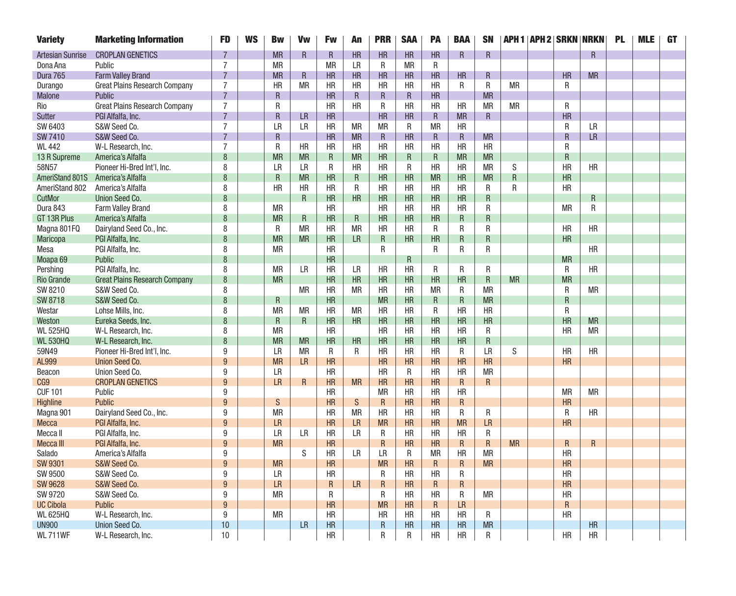| Variety | Marketing Information | FD | WS | Bw | Vw | Fw | An | PRR | SAA | PA | BAA | SN | APH 1 | APH 2 | SRKN | NRKN | PL | MLE | GT |
|---|---|---|---|---|---|---|---|---|---|---|---|---|---|---|---|---|---|---|---|
| Artesian Sunrise | CROPLAN GENETICS | 7 | | MR | R | R | HR | HR | HR | HR | R | R | | | | R | | | |
| Dona Ana | Public | 7 | | MR | | MR | LR | R | MR | R | | | | | | | | | |
| Dura 765 | Farm Valley Brand | 7 | | MR | R | HR | HR | HR | HR | HR | HR | R | | | HR | MR | | | |
| Durango | Great Plains Research Company | 7 | | HR | MR | HR | HR | HR | HR | HR | R | R | MR | | R | | | | |
| Malone | Public | 7 | | R | | HR | R | R | R | HR | | MR | | | | | | | |
| Rio | Great Plains Research Company | 7 | | R | | HR | HR | R | HR | HR | HR | MR | MR | | R | | | | |
| Sutter | PGI Alfalfa, Inc. | 7 | | R | LR | HR | | HR | HR | R | MR | R | | | HR | | | | |
| SW 6403 | S&W Seed Co. | 7 | | LR | LR | HR | MR | MR | R | MR | HR | | | | R | LR | | | |
| SW 7410 | S&W Seed Co. | 7 | | R | | HR | MR | R | HR | R | R | MR | | | R | LR | | | |
| WL 442 | W-L Research, Inc. | 7 | | R | HR | HR | HR | HR | HR | HR | HR | HR | | | R | | | | |
| 13 R Supreme | America's Alfalfa | 8 | | MR | MR | R | MR | HR | R | R | MR | MR | | | R | | | | |
| 58N57 | Pioneer Hi-Bred Int'l, Inc. | 8 | | LR | LR | R | HR | HR | R | HR | HR | MR | S | | HR | HR | | | |
| AmeriStand 801S | America's Alfalfa | 8 | | R | MR | HR | R | HR | HR | MR | HR | MR | R | | HR | | | | |
| AmeriStand 802 | America's Alfalfa | 8 | | HR | HR | HR | R | HR | HR | HR | HR | R | R | | HR | | | | |
| CutMor | Union Seed Co. | 8 | | | R | HR | HR | HR | HR | HR | HR | R | | | | R | | | |
| Dura 843 | Farm Valley Brand | 8 | | MR | | HR | | HR | HR | HR | HR | R | | | MR | R | | | |
| GT 13R Plus | America's Alfalfa | 8 | | MR | R | HR | R | HR | HR | HR | R | R | | | | | | | |
| Magna 801FQ | Dairyland Seed Co., Inc. | 8 | | R | MR | HR | MR | HR | HR | R | R | R | | | HR | HR | | | |
| Maricopa | PGI Alfalfa, Inc. | 8 | | MR | MR | HR | LR | R | HR | HR | R | R | | | HR | | | | |
| Mesa | PGI Alfalfa, Inc. | 8 | | MR | | HR | | R | | R | R | R | | | | HR | | | |
| Moapa 69 | Public | 8 | | | | HR | | | R | | | | | | MR | | | | |
| Pershing | PGI Alfalfa, Inc. | 8 | | MR | LR | HR | LR | HR | HR | R | R | R | | | R | HR | | | |
| Rio Grande | Great Plains Research Company | 8 | | MR | | HR | HR | HR | HR | HR | HR | R | MR | | MR | | | | |
| SW 8210 | S&W Seed Co. | 8 | | | MR | HR | MR | HR | HR | MR | R | MR | | | R | MR | | | |
| SW 8718 | S&W Seed Co. | 8 | | R | | HR | | MR | HR | R | R | MR | | | R | | | | |
| Westar | Lohse Mills, Inc. | 8 | | MR | MR | HR | MR | HR | HR | R | HR | HR | | | R | | | | |
| Weston | Eureka Seeds, Inc. | 8 | | R | R | HR | HR | HR | HR | HR | HR | HR | | | HR | MR | | | |
| WL 525HQ | W-L Research, Inc. | 8 | | MR | | HR | | HR | HR | HR | HR | R | | | HR | MR | | | |
| WL 530HQ | W-L Research, Inc. | 8 | | MR | MR | HR | HR | HR | HR | HR | HR | R | | | | | | | |
| 59N49 | Pioneer Hi-Bred Int'l, Inc. | 9 | | LR | MR | R | R | HR | HR | HR | R | LR | S | | HR | HR | | | |
| AL999 | Union Seed Co. | 9 | | MR | LR | HR | | HR | HR | HR | HR | HR | | | HR | | | | |
| Beacon | Union Seed Co. | 9 | | LR | | HR | | HR | R | HR | HR | MR | | | | | | | |
| CG9 | CROPLAN GENETICS | 9 | | LR | R | HR | MR | HR | HR | HR | R | R | | | | | | | |
| CUF 101 | Public | 9 | | | | HR | | MR | HR | HR | HR | | | | MR | MR | | | |
| Highline | Public | 9 | | S | | HR | S | R | HR | HR | R | | | | HR | | | | |
| Magna 901 | Dairyland Seed Co., Inc. | 9 | | MR | | HR | MR | HR | HR | HR | R | R | | | R | HR | | | |
| Mecca | PGI Alfalfa, Inc. | 9 | | LR | | HR | LR | MR | HR | HR | MR | LR | | | HR | | | | |
| Mecca II | PGI Alfalfa, Inc. | 9 | | LR | LR | HR | LR | R | HR | HR | HR | R | | | | | | | |
| Mecca III | PGI Alfalfa, Inc. | 9 | | MR | | HR | | R | HR | HR | R | R | MR | | R | R | | | |
| Salado | America's Alfalfa | 9 | | | S | HR | LR | LR | R | MR | HR | MR | | | HR | | | | |
| SW 9301 | S&W Seed Co. | 9 | | MR | | HR | | MR | HR | R | R | MR | | | HR | | | | |
| SW 9500 | S&W Seed Co. | 9 | | LR | | HR | | R | HR | HR | R | | | | HR | | | | |
| SW 9628 | S&W Seed Co. | 9 | | LR | | R | LR | R | HR | R | R | | | | HR | | | | |
| SW 9720 | S&W Seed Co. | 9 | | MR | | R | | R | HR | HR | R | MR | | | HR | | | | |
| UC Cibola | Public | 9 | | | | HR | | MR | HR | R | LR | | | | R | | | | |
| WL 625HQ | W-L Research, Inc. | 9 | | MR | | HR | | HR | HR | HR | HR | R | | | HR | | | | |
| UN900 | Union Seed Co. | 10 | | | LR | HR | | R | HR | HR | HR | MR | | | | HR | | | |
| WL 711WF | W-L Research, Inc. | 10 | | | | HR | | R | R | HR | HR | R | | | HR | HR | | | |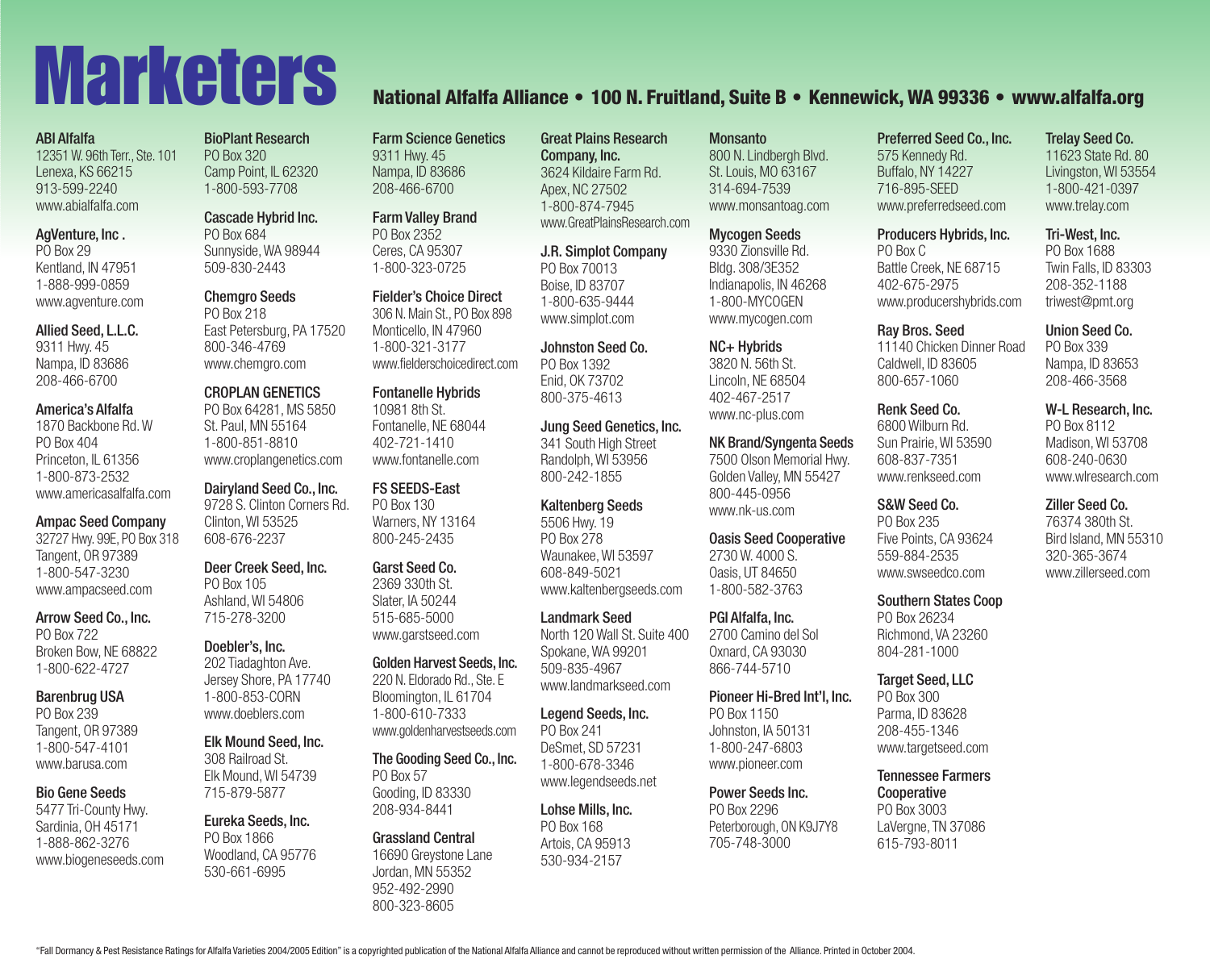# Marketers

**National Alfalfa Alliance • 100 N. Fruitland, Suite B • Kennewick, WA 99336 • www.alfalfa.org**

**ABI Alfalfa**
12351 W. 96th Terr., Ste. 101
Lenexa, KS 66215
913-599-2240
www.abialfalfa.com

**AgVenture, Inc .**
PO Box 29
Kentland, IN 47951
1-888-999-0859
www.agventure.com

**Allied Seed, L.L.C.**
9311 Hwy. 45
Nampa, ID 83686
208-466-6700

**America's Alfalfa**
1870 Backbone Rd. W
PO Box 404
Princeton, IL 61356
1-800-873-2532
www.americasalfalfa.com

**Ampac Seed Company**
32727 Hwy. 99E, PO Box 318
Tangent, OR 97389
1-800-547-3230
www.ampacseed.com

**Arrow Seed Co., Inc.**
PO Box 722
Broken Bow, NE 68822
1-800-622-4727

**Barenbrug USA**
PO Box 239
Tangent, OR 97389
1-800-547-4101
www.barusa.com

**Bio Gene Seeds**
5477 Tri-County Hwy.
Sardinia, OH 45171
1-888-862-3276
www.biogeneseeds.com

**BioPlant Research**
PO Box 320
Camp Point, IL 62320
1-800-593-7708

**Cascade Hybrid Inc.**
PO Box 684
Sunnyside, WA 98944
509-830-2443

**Chemgro Seeds**
PO Box 218
East Petersburg, PA 17520
800-346-4769
www.chemgro.com

**CROPLAN GENETICS**
PO Box 64281, MS 5850
St. Paul, MN 55164
1-800-851-8810
www.croplangenetics.com

**Dairyland Seed Co., Inc.**
9728 S. Clinton Corners Rd.
Clinton, WI 53525
608-676-2237

**Deer Creek Seed, Inc.**
PO Box 105
Ashland, WI 54806
715-278-3200

**Doebler's, Inc.**
202 Tiadaghton Ave.
Jersey Shore, PA 17740
1-800-853-CORN
www.doeblers.com

**Elk Mound Seed, Inc.**
308 Railroad St.
Elk Mound, WI 54739
715-879-5877

**Eureka Seeds, Inc.**
PO Box 1866
Woodland, CA 95776
530-661-6995

**Farm Science Genetics**
9311 Hwy. 45
Nampa, ID 83686
208-466-6700

**Farm Valley Brand**
PO Box 2352
Ceres, CA 95307
1-800-323-0725

**Fielder's Choice Direct**
306 N. Main St., PO Box 898
Monticello, IN 47960
1-800-321-3177
www.fielderschoicedirect.com

**Fontanelle Hybrids**
10981 8th St.
Fontanelle, NE 68044
402-721-1410
www.fontanelle.com

**FS SEEDS-East**
PO Box 130
Warners, NY 13164
800-245-2435

**Garst Seed Co.**
2369 330th St.
Slater, IA 50244
515-685-5000
www.garstseed.com

**Golden Harvest Seeds, Inc.**
220 N. Eldorado Rd., Ste. E
Bloomington, IL 61704
1-800-610-7333
www.goldenharvestseeds.com

**The Gooding Seed Co., Inc.**
PO Box 57
Gooding, ID 83330
208-934-8441

**Grassland Central**
16690 Greystone Lane
Jordan, MN 55352
952-492-2990
800-323-8605

**Great Plains Research Company, Inc.**
3624 Kildaire Farm Rd.
Apex, NC 27502
1-800-874-7945
www.GreatPlainsResearch.com

**J.R. Simplot Company**
PO Box 70013
Boise, ID 83707
1-800-635-9444
www.simplot.com

**Johnston Seed Co.**
PO Box 1392
Enid, OK 73702
800-375-4613

**Jung Seed Genetics, Inc.**
341 South High Street
Randolph, WI 53956
800-242-1855

**Kaltenberg Seeds**
5506 Hwy. 19
PO Box 278
Waunakee, WI 53597
608-849-5021
www.kaltenbergseeds.com

**Landmark Seed**
North 120 Wall St. Suite 400
Spokane, WA 99201
509-835-4967
www.landmarkseed.com

**Legend Seeds, Inc.**
PO Box 241
DeSmet, SD 57231
1-800-678-3346
www.legendseeds.net

**Lohse Mills, Inc.**
PO Box 168
Artois, CA 95913
530-934-2157

**Monsanto**
800 N. Lindbergh Blvd.
St. Louis, MO 63167
314-694-7539
www.monsantoag.com

**Mycogen Seeds**
9330 Zionsville Rd.
Bldg. 308/3E352
Indianapolis, IN 46268
1-800-MYCOGEN
www.mycogen.com

**NC+ Hybrids**
3820 N. 56th St.
Lincoln, NE 68504
402-467-2517
www.nc-plus.com

**NK Brand/Syngenta Seeds**
7500 Olson Memorial Hwy.
Golden Valley, MN 55427
800-445-0956
www.nk-us.com

**Oasis Seed Cooperative**
2730 W. 4000 S.
Oasis, UT 84650
1-800-582-3763

**PGI Alfalfa, Inc.**
2700 Camino del Sol
Oxnard, CA 93030
866-744-5710

**Pioneer Hi-Bred Int'l, Inc.**
PO Box 1150
Johnston, IA 50131
1-800-247-6803
www.pioneer.com

**Power Seeds Inc.**
PO Box 2296
Peterborough, ON K9J7Y8
705-748-3000

**Preferred Seed Co., Inc.**
575 Kennedy Rd.
Buffalo, NY 14227
716-895-SEED
www.preferredseed.com

**Producers Hybrids, Inc.**
PO Box C
Battle Creek, NE 68715
402-675-2975
www.producershybrids.com

**Ray Bros. Seed**
11140 Chicken Dinner Road
Caldwell, ID 83605
800-657-1060

**Renk Seed Co.**
6800 Wilburn Rd.
Sun Prairie, WI 53590
608-837-7351
www.renkseed.com

**S&W Seed Co.**
PO Box 235
Five Points, CA 93624
559-884-2535
www.swseedco.com

**Southern States Coop**
PO Box 26234
Richmond, VA 23260
804-281-1000

**Target Seed, LLC**
PO Box 300
Parma, ID 83628
208-455-1346
www.targetseed.com

**Tennessee Farmers Cooperative**
PO Box 3003
LaVergne, TN 37086
615-793-8011

**Trelay Seed Co.**
11623 State Rd. 80
Livingston, WI 53554
1-800-421-0397
www.trelay.com

**Tri-West, Inc.**
PO Box 1688
Twin Falls, ID 83303
208-352-1188
triwest@pmt.org

**Union Seed Co.**
PO Box 339
Nampa, ID 83653
208-466-3568

**W-L Research, Inc.**
PO Box 8112
Madison, WI 53708
608-240-0630
www.wlresearch.com

**Ziller Seed Co.**
76374 380th St.
Bird Island, MN 55310
320-365-3674
www.zillerseed.com

"Fall Dormancy & Pest Resistance Ratings for Alfalfa Varieties 2004/2005 Edition" is a copyrighted publication of the National Alfalfa Alliance and cannot be reproduced without written permission of the Alliance. Printed in October 2004.